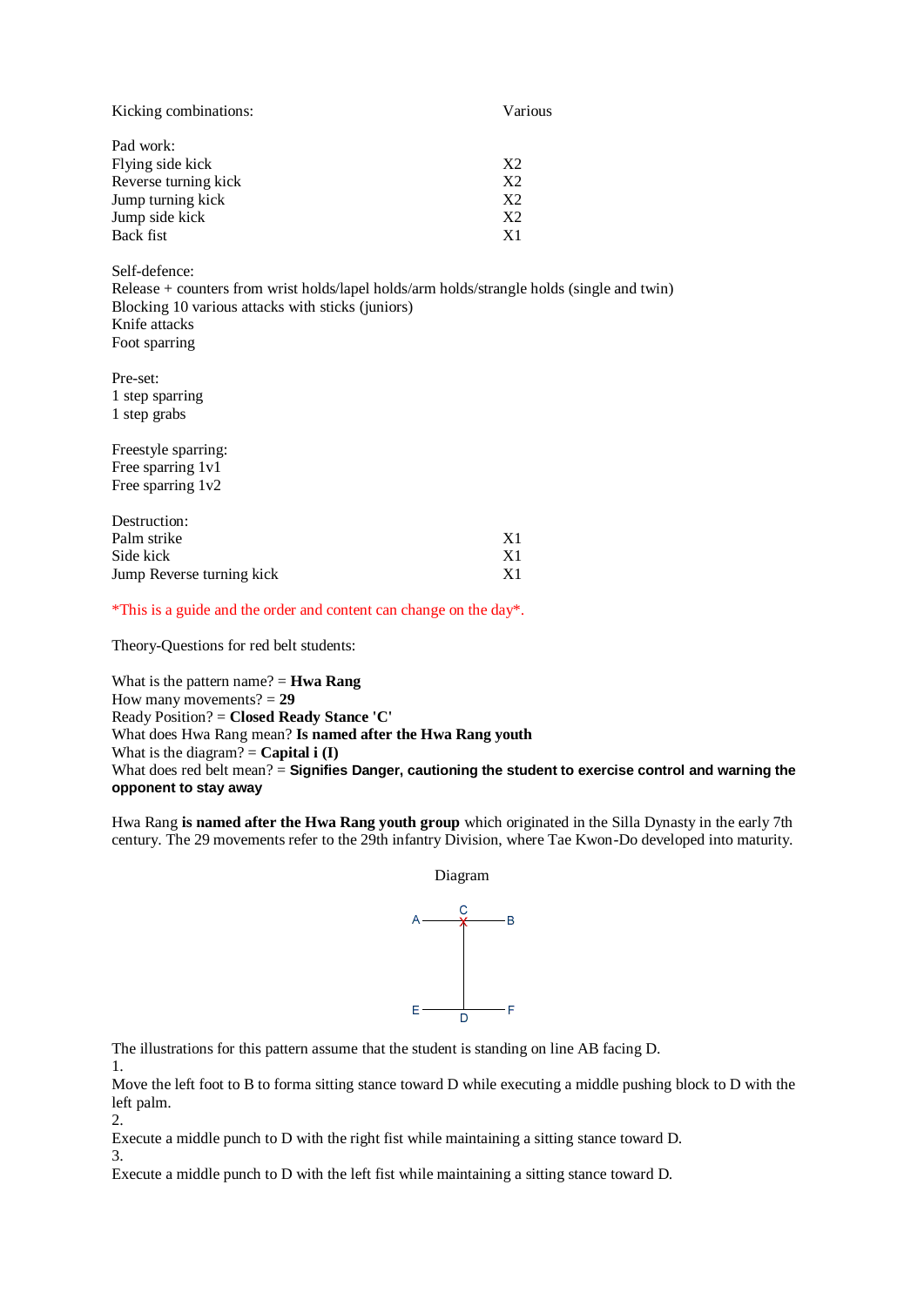| Kicking combinations: | Various |
|---|---|

Pad work:

| | |
|---|---|
| Flying side kick | X2 |
| Reverse turning kick | X2 |
| Jump turning kick | X2 |
| Jump side kick | X2 |
| Back fist | X1 |

Self-defence:
Release + counters from wrist holds/lapel holds/arm holds/strangle holds (single and twin)
Blocking 10 various attacks with sticks (juniors)
Knife attacks
Foot sparring

Pre-set:
1 step sparring
1 step grabs

Freestyle sparring:
Free sparring 1v1
Free sparring 1v2

Destruction:

| | |
|---|---|
| Palm strike | X1 |
| Side kick | X1 |
| Jump Reverse turning kick | X1 |

*This is a guide and the order and content can change on the day*.

Theory-Questions for red belt students:

What is the pattern name? = **Hwa Rang**
How many movements? = **29**
Ready Position? = **Closed Ready Stance 'C'**
What does Hwa Rang mean? **Is named after the Hwa Rang youth**
What is the diagram? = **Capital i (I)**
What does red belt mean? = **Signifies Danger, cautioning the student to exercise control and warning the opponent to stay away**

Hwa Rang **is named after the Hwa Rang youth group** which originated in the Silla Dynasty in the early 7th century. The 29 movements refer to the 29th infantry Division, where Tae Kwon-Do developed into maturity.

Diagram

```
A ------C------ B
        X
        |
        |
        |
E ------D------ F
```

The illustrations for this pattern assume that the student is standing on line AB facing D.

1.
Move the left foot to B to forma sitting stance toward D while executing a middle pushing block to D with the left palm.

2.
Execute a middle punch to D with the right fist while maintaining a sitting stance toward D.

3.
Execute a middle punch to D with the left fist while maintaining a sitting stance toward D.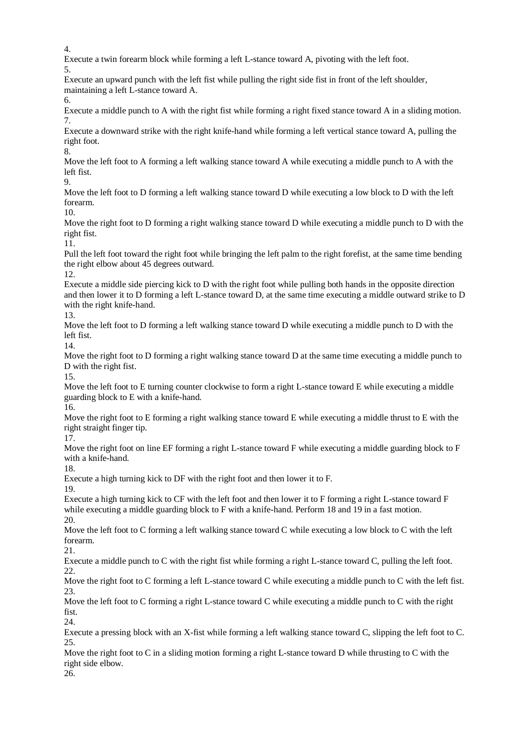4.

Execute a twin forearm block while forming a left L-stance toward A, pivoting with the left foot.

5.

Execute an upward punch with the left fist while pulling the right side fist in front of the left shoulder, maintaining a left L-stance toward A.

6.

Execute a middle punch to A with the right fist while forming a right fixed stance toward A in a sliding motion.

7.

Execute a downward strike with the right knife-hand while forming a left vertical stance toward A, pulling the right foot.

8.

Move the left foot to A forming a left walking stance toward A while executing a middle punch to A with the left fist.

9.

Move the left foot to D forming a left walking stance toward D while executing a low block to D with the left forearm.

10.

Move the right foot to D forming a right walking stance toward D while executing a middle punch to D with the right fist.

11.

Pull the left foot toward the right foot while bringing the left palm to the right forefist, at the same time bending the right elbow about 45 degrees outward.

12.

Execute a middle side piercing kick to D with the right foot while pulling both hands in the opposite direction and then lower it to D forming a left L-stance toward D, at the same time executing a middle outward strike to D with the right knife-hand.

13.

Move the left foot to D forming a left walking stance toward D while executing a middle punch to D with the left fist.

14.

Move the right foot to D forming a right walking stance toward D at the same time executing a middle punch to D with the right fist.

15.

Move the left foot to E turning counter clockwise to form a right L-stance toward E while executing a middle guarding block to E with a knife-hand.

16.

Move the right foot to E forming a right walking stance toward E while executing a middle thrust to E with the right straight finger tip.

17.

Move the right foot on line EF forming a right L-stance toward F while executing a middle guarding block to F with a knife-hand.

18.

Execute a high turning kick to DF with the right foot and then lower it to F.

19.

Execute a high turning kick to CF with the left foot and then lower it to F forming a right L-stance toward F while executing a middle guarding block to F with a knife-hand. Perform 18 and 19 in a fast motion.

20.

Move the left foot to C forming a left walking stance toward C while executing a low block to C with the left forearm.

21.

Execute a middle punch to C with the right fist while forming a right L-stance toward C, pulling the left foot.

22.

Move the right foot to C forming a left L-stance toward C while executing a middle punch to C with the left fist.

23.

Move the left foot to C forming a right L-stance toward C while executing a middle punch to C with the right fist.

24.

Execute a pressing block with an X-fist while forming a left walking stance toward C, slipping the left foot to C.

25.

Move the right foot to C in a sliding motion forming a right L-stance toward D while thrusting to C with the right side elbow.

26.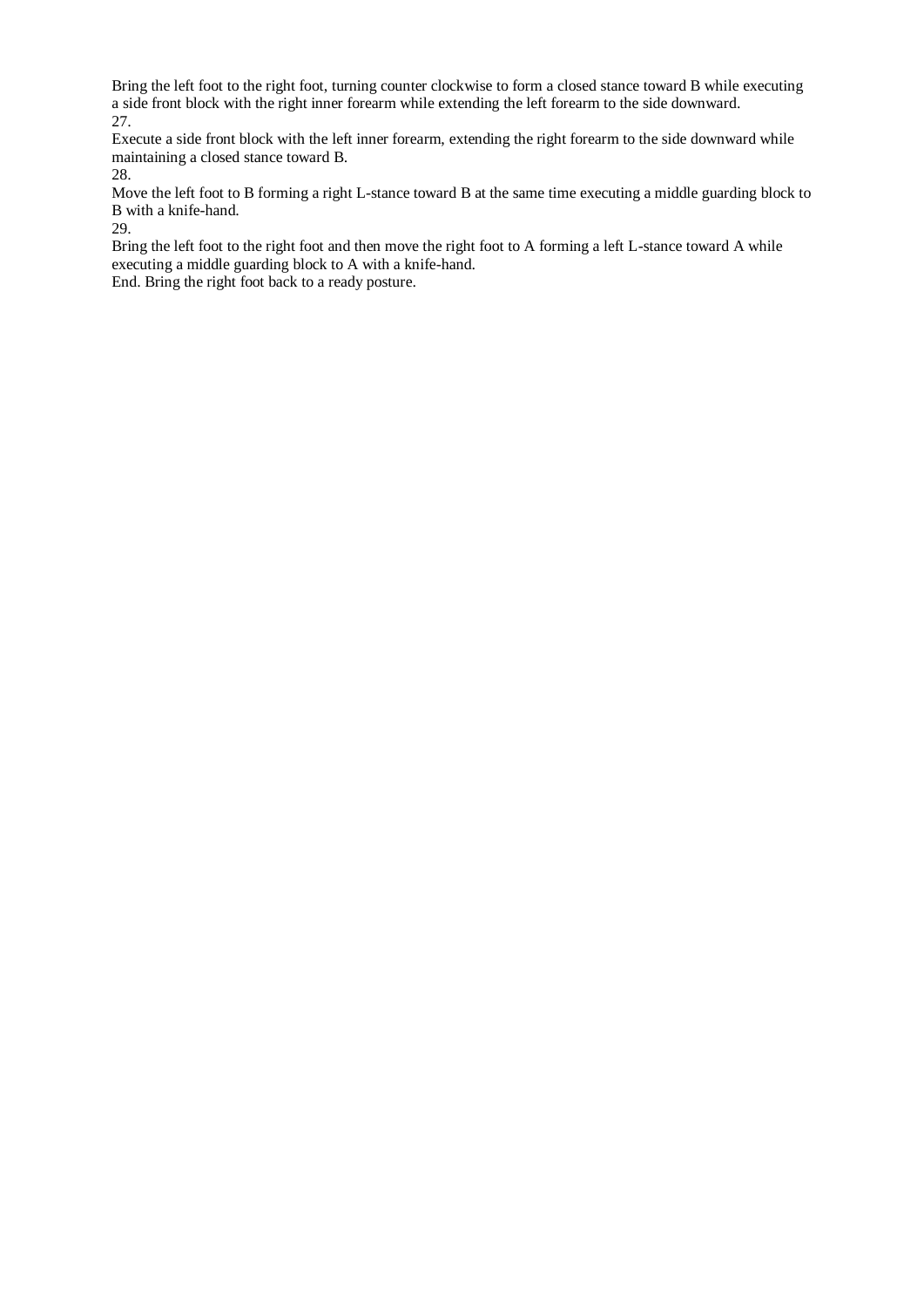Bring the left foot to the right foot, turning counter clockwise to form a closed stance toward B while executing a side front block with the right inner forearm while extending the left forearm to the side downward.

27.

Execute a side front block with the left inner forearm, extending the right forearm to the side downward while maintaining a closed stance toward B.

28.

Move the left foot to B forming a right L-stance toward B at the same time executing a middle guarding block to B with a knife-hand.

29.

Bring the left foot to the right foot and then move the right foot to A forming a left L-stance toward A while executing a middle guarding block to A with a knife-hand.

End. Bring the right foot back to a ready posture.